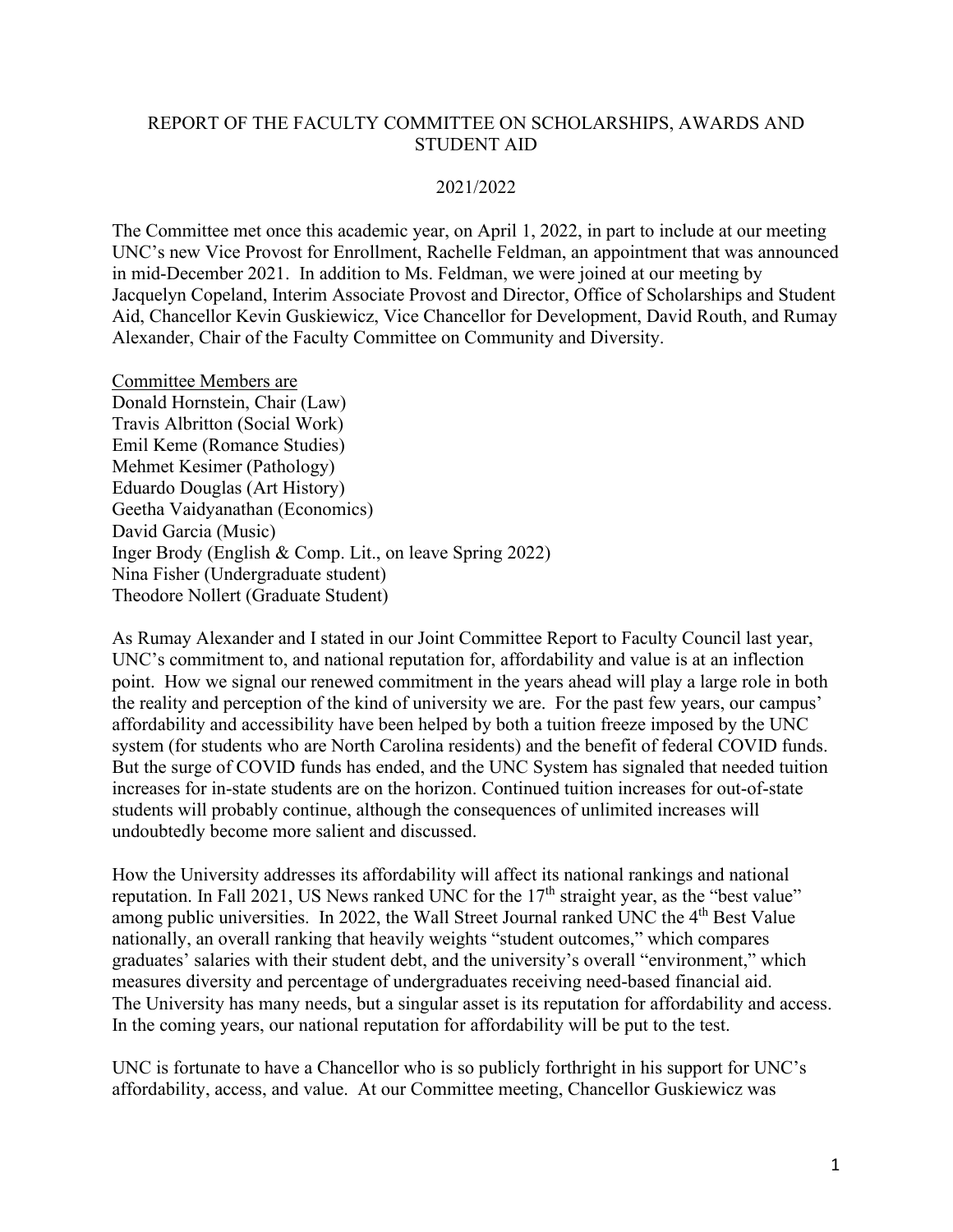# REPORT OF THE FACULTY COMMITTEE ON SCHOLARSHIPS, AWARDS AND STUDENT AID

## 2021/2022

The Committee met once this academic year, on April 1, 2022, in part to include at our meeting UNC's new Vice Provost for Enrollment, Rachelle Feldman, an appointment that was announced in mid-December 2021. In addition to Ms. Feldman, we were joined at our meeting by Jacquelyn Copeland, Interim Associate Provost and Director, Office of Scholarships and Student Aid, Chancellor Kevin Guskiewicz, Vice Chancellor for Development, David Routh, and Rumay Alexander, Chair of the Faculty Committee on Community and Diversity.

<u>Committee Members are</u>
Donald Hornstein, Chair (Law)
Travis Albritton (Social Work)
Emil Keme (Romance Studies)
Mehmet Kesimer (Pathology)
Eduardo Douglas (Art History)
Geetha Vaidyanathan (Economics)
David Garcia (Music)
Inger Brody (English & Comp. Lit., on leave Spring 2022)
Nina Fisher (Undergraduate student)
Theodore Nollert (Graduate Student)

As Rumay Alexander and I stated in our Joint Committee Report to Faculty Council last year, UNC's commitment to, and national reputation for, affordability and value is at an inflection point. How we signal our renewed commitment in the years ahead will play a large role in both the reality and perception of the kind of university we are. For the past few years, our campus' affordability and accessibility have been helped by both a tuition freeze imposed by the UNC system (for students who are North Carolina residents) and the benefit of federal COVID funds. But the surge of COVID funds has ended, and the UNC System has signaled that needed tuition increases for in-state students are on the horizon. Continued tuition increases for out-of-state students will probably continue, although the consequences of unlimited increases will undoubtedly become more salient and discussed.

How the University addresses its affordability will affect its national rankings and national reputation. In Fall 2021, US News ranked UNC for the 17th straight year, as the "best value" among public universities. In 2022, the Wall Street Journal ranked UNC the 4th Best Value nationally, an overall ranking that heavily weights "student outcomes," which compares graduates' salaries with their student debt, and the university's overall "environment," which measures diversity and percentage of undergraduates receiving need-based financial aid. The University has many needs, but a singular asset is its reputation for affordability and access. In the coming years, our national reputation for affordability will be put to the test.

UNC is fortunate to have a Chancellor who is so publicly forthright in his support for UNC's affordability, access, and value. At our Committee meeting, Chancellor Guskiewicz was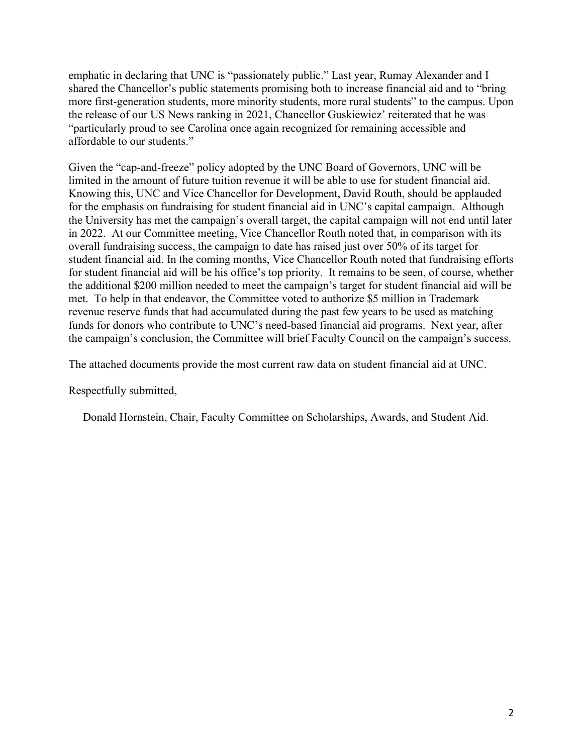emphatic in declaring that UNC is "passionately public." Last year, Rumay Alexander and I shared the Chancellor's public statements promising both to increase financial aid and to "bring more first-generation students, more minority students, more rural students" to the campus. Upon the release of our US News ranking in 2021, Chancellor Guskiewicz' reiterated that he was "particularly proud to see Carolina once again recognized for remaining accessible and affordable to our students."

Given the "cap-and-freeze" policy adopted by the UNC Board of Governors, UNC will be limited in the amount of future tuition revenue it will be able to use for student financial aid. Knowing this, UNC and Vice Chancellor for Development, David Routh, should be applauded for the emphasis on fundraising for student financial aid in UNC's capital campaign. Although the University has met the campaign's overall target, the capital campaign will not end until later in 2022. At our Committee meeting, Vice Chancellor Routh noted that, in comparison with its overall fundraising success, the campaign to date has raised just over 50% of its target for student financial aid. In the coming months, Vice Chancellor Routh noted that fundraising efforts for student financial aid will be his office's top priority. It remains to be seen, of course, whether the additional $200 million needed to meet the campaign's target for student financial aid will be met. To help in that endeavor, the Committee voted to authorize $5 million in Trademark revenue reserve funds that had accumulated during the past few years to be used as matching funds for donors who contribute to UNC's need-based financial aid programs. Next year, after the campaign's conclusion, the Committee will brief Faculty Council on the campaign's success.

The attached documents provide the most current raw data on student financial aid at UNC.

Respectfully submitted,

Donald Hornstein, Chair, Faculty Committee on Scholarships, Awards, and Student Aid.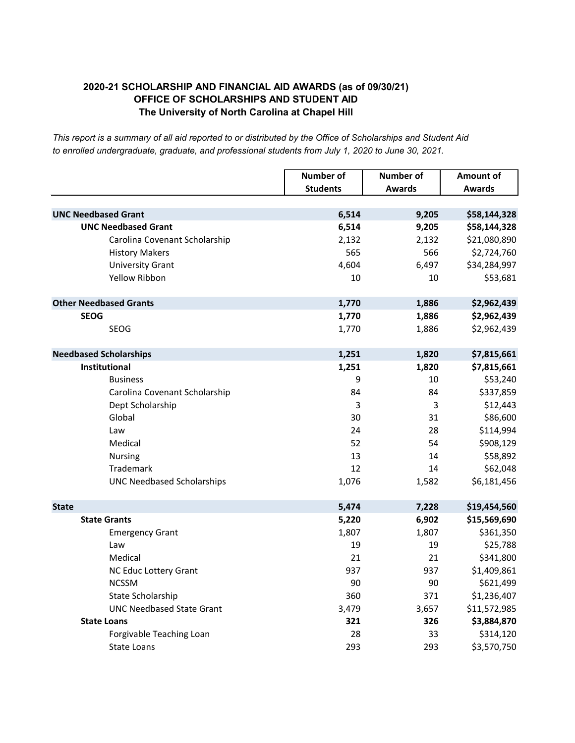**2020-21 SCHOLARSHIP AND FINANCIAL AID AWARDS (as of 09/30/21)**
**OFFICE OF SCHOLARSHIPS AND STUDENT AID**
**The University of North Carolina at Chapel Hill**

*This report is a summary of all aid reported to or distributed by the Office of Scholarships and Student Aid to enrolled undergraduate, graduate, and professional students from July 1, 2020 to June 30, 2021.*

| | Number of Students | Number of Awards | Amount of Awards |
|---|---|---|---|
| **UNC Needbased Grant** | **6,514** | **9,205** | **$58,144,328** |
| **UNC Needbased Grant** | **6,514** | **9,205** | **$58,144,328** |
| Carolina Covenant Scholarship | 2,132 | 2,132 | $21,080,890 |
| History Makers | 565 | 566 | $2,724,760 |
| University Grant | 4,604 | 6,497 | $34,284,997 |
| Yellow Ribbon | 10 | 10 | $53,681 |
| **Other Needbased Grants** | **1,770** | **1,886** | **$2,962,439** |
| **SEOG** | **1,770** | **1,886** | **$2,962,439** |
| SEOG | 1,770 | 1,886 | $2,962,439 |
| **Needbased Scholarships** | **1,251** | **1,820** | **$7,815,661** |
| **Institutional** | **1,251** | **1,820** | **$7,815,661** |
| Business | 9 | 10 | $53,240 |
| Carolina Covenant Scholarship | 84 | 84 | $337,859 |
| Dept Scholarship | 3 | 3 | $12,443 |
| Global | 30 | 31 | $86,600 |
| Law | 24 | 28 | $114,994 |
| Medical | 52 | 54 | $908,129 |
| Nursing | 13 | 14 | $58,892 |
| Trademark | 12 | 14 | $62,048 |
| UNC Needbased Scholarships | 1,076 | 1,582 | $6,181,456 |
| **State** | **5,474** | **7,228** | **$19,454,560** |
| **State Grants** | **5,220** | **6,902** | **$15,569,690** |
| Emergency Grant | 1,807 | 1,807 | $361,350 |
| Law | 19 | 19 | $25,788 |
| Medical | 21 | 21 | $341,800 |
| NC Educ Lottery Grant | 937 | 937 | $1,409,861 |
| NCSSM | 90 | 90 | $621,499 |
| State Scholarship | 360 | 371 | $1,236,407 |
| UNC Needbased State Grant | 3,479 | 3,657 | $11,572,985 |
| **State Loans** | **321** | **326** | **$3,884,870** |
| Forgivable Teaching Loan | 28 | 33 | $314,120 |
| State Loans | 293 | 293 | $3,570,750 |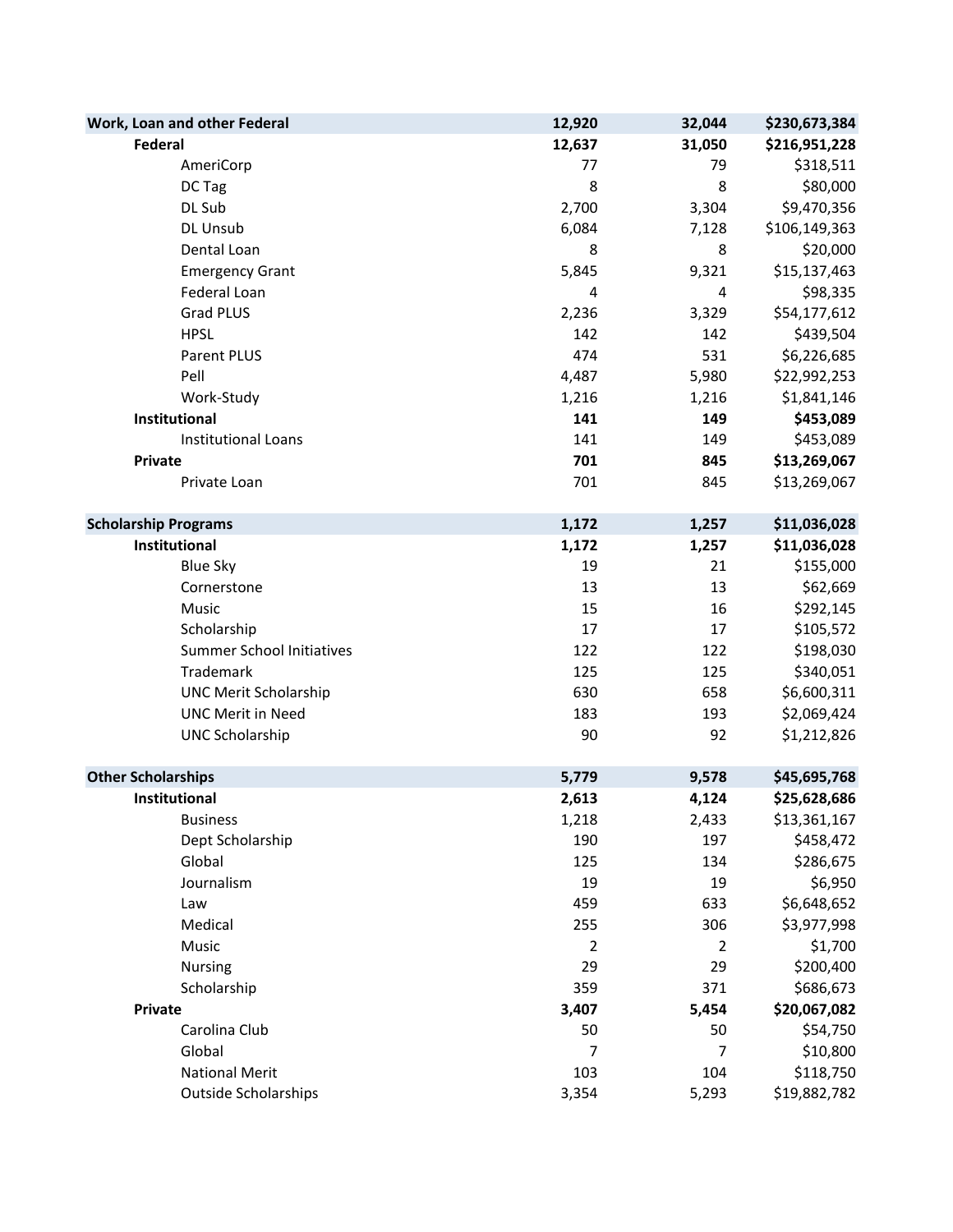| | | | |
|---|---|---|---|
| **Work, Loan and other Federal** | **12,920** | **32,044** | **$230,673,384** |
| **Federal** | **12,637** | **31,050** | **$216,951,228** |
| AmeriCorp | 77 | 79 | $318,511 |
| DC Tag | 8 | 8 | $80,000 |
| DL Sub | 2,700 | 3,304 | $9,470,356 |
| DL Unsub | 6,084 | 7,128 | $106,149,363 |
| Dental Loan | 8 | 8 | $20,000 |
| Emergency Grant | 5,845 | 9,321 | $15,137,463 |
| Federal Loan | 4 | 4 | $98,335 |
| Grad PLUS | 2,236 | 3,329 | $54,177,612 |
| HPSL | 142 | 142 | $439,504 |
| Parent PLUS | 474 | 531 | $6,226,685 |
| Pell | 4,487 | 5,980 | $22,992,253 |
| Work-Study | 1,216 | 1,216 | $1,841,146 |
| **Institutional** | **141** | **149** | **$453,089** |
| Institutional Loans | 141 | 149 | $453,089 |
| **Private** | **701** | **845** | **$13,269,067** |
| Private Loan | 701 | 845 | $13,269,067 |
| | | | |
| **Scholarship Programs** | **1,172** | **1,257** | **$11,036,028** |
| **Institutional** | **1,172** | **1,257** | **$11,036,028** |
| Blue Sky | 19 | 21 | $155,000 |
| Cornerstone | 13 | 13 | $62,669 |
| Music | 15 | 16 | $292,145 |
| Scholarship | 17 | 17 | $105,572 |
| Summer School Initiatives | 122 | 122 | $198,030 |
| Trademark | 125 | 125 | $340,051 |
| UNC Merit Scholarship | 630 | 658 | $6,600,311 |
| UNC Merit in Need | 183 | 193 | $2,069,424 |
| UNC Scholarship | 90 | 92 | $1,212,826 |
| | | | |
| **Other Scholarships** | **5,779** | **9,578** | **$45,695,768** |
| **Institutional** | **2,613** | **4,124** | **$25,628,686** |
| Business | 1,218 | 2,433 | $13,361,167 |
| Dept Scholarship | 190 | 197 | $458,472 |
| Global | 125 | 134 | $286,675 |
| Journalism | 19 | 19 | $6,950 |
| Law | 459 | 633 | $6,648,652 |
| Medical | 255 | 306 | $3,977,998 |
| Music | 2 | 2 | $1,700 |
| Nursing | 29 | 29 | $200,400 |
| Scholarship | 359 | 371 | $686,673 |
| **Private** | **3,407** | **5,454** | **$20,067,082** |
| Carolina Club | 50 | 50 | $54,750 |
| Global | 7 | 7 | $10,800 |
| National Merit | 103 | 104 | $118,750 |
| Outside Scholarships | 3,354 | 5,293 | $19,882,782 |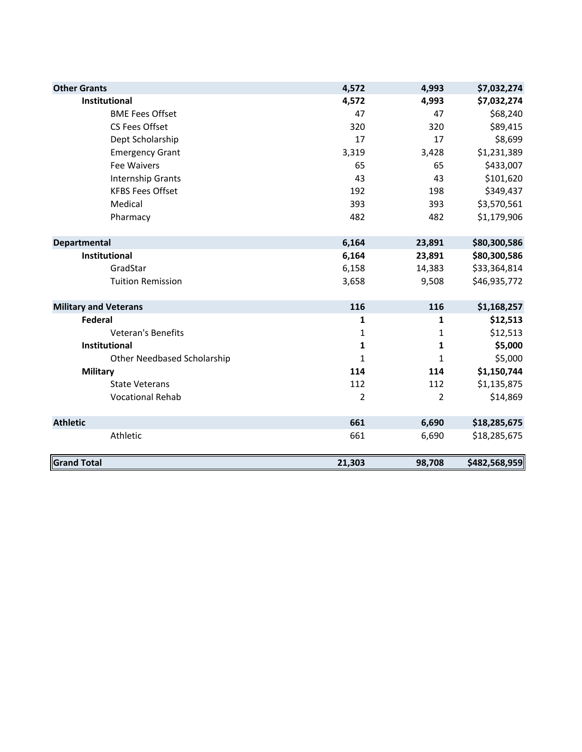| | | | |
|---|---|---|---|
| **Other Grants** | **4,572** | **4,993** | **$7,032,274** |
| **Institutional** | **4,572** | **4,993** | **$7,032,274** |
| BME Fees Offset | 47 | 47 | $68,240 |
| CS Fees Offset | 320 | 320 | $89,415 |
| Dept Scholarship | 17 | 17 | $8,699 |
| Emergency Grant | 3,319 | 3,428 | $1,231,389 |
| Fee Waivers | 65 | 65 | $433,007 |
| Internship Grants | 43 | 43 | $101,620 |
| KFBS Fees Offset | 192 | 198 | $349,437 |
| Medical | 393 | 393 | $3,570,561 |
| Pharmacy | 482 | 482 | $1,179,906 |
| **Departmental** | **6,164** | **23,891** | **$80,300,586** |
| **Institutional** | **6,164** | **23,891** | **$80,300,586** |
| GradStar | 6,158 | 14,383 | $33,364,814 |
| Tuition Remission | 3,658 | 9,508 | $46,935,772 |
| **Military and Veterans** | **116** | **116** | **$1,168,257** |
| **Federal** | **1** | **1** | **$12,513** |
| Veteran's Benefits | 1 | 1 | $12,513 |
| **Institutional** | **1** | **1** | **$5,000** |
| Other Needbased Scholarship | 1 | 1 | $5,000 |
| **Military** | **114** | **114** | **$1,150,744** |
| State Veterans | 112 | 112 | $1,135,875 |
| Vocational Rehab | 2 | 2 | $14,869 |
| **Athletic** | **661** | **6,690** | **$18,285,675** |
| Athletic | 661 | 6,690 | $18,285,675 |
| **Grand Total** | **21,303** | **98,708** | **$482,568,959** |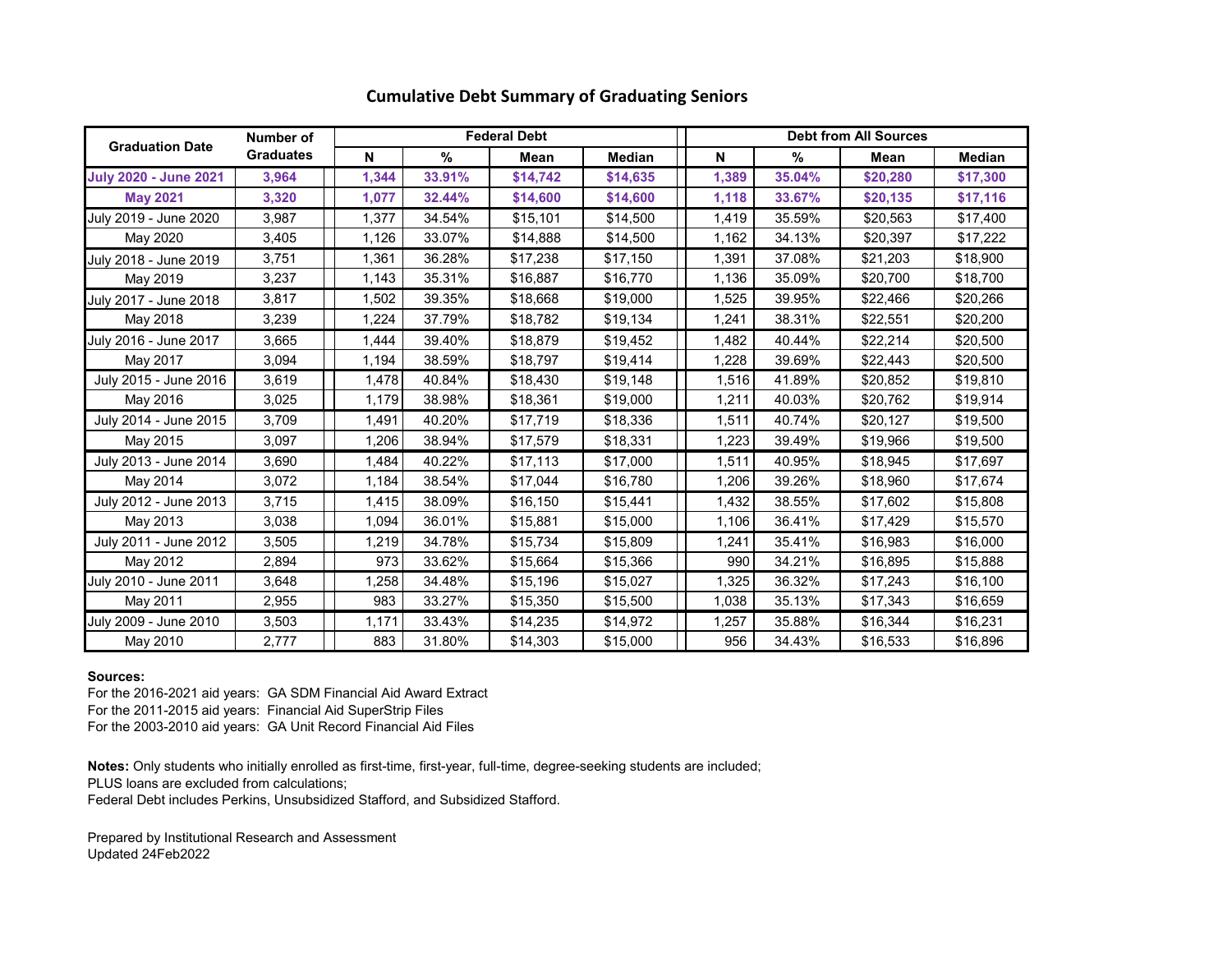## Cumulative Debt Summary of Graduating Seniors

| Graduation Date | Number of Graduates | Federal Debt | | | | Debt from All Sources | | | |
|---|---|---|---|---|---|---|---|---|---|
| | | N | % | Mean | Median | N | % | Mean | Median |
| **July 2020 - June 2021** | **3,964** | **1,344** | **33.91%** | **$14,742** | **$14,635** | **1,389** | **35.04%** | **$20,280** | **$17,300** |
| **May 2021** | **3,320** | **1,077** | **32.44%** | **$14,600** | **$14,600** | **1,118** | **33.67%** | **$20,135** | **$17,116** |
| July 2019 - June 2020 | 3,987 | 1,377 | 34.54% | $15,101 | $14,500 | 1,419 | 35.59% | $20,563 | $17,400 |
| May 2020 | 3,405 | 1,126 | 33.07% | $14,888 | $14,500 | 1,162 | 34.13% | $20,397 | $17,222 |
| July 2018 - June 2019 | 3,751 | 1,361 | 36.28% | $17,238 | $17,150 | 1,391 | 37.08% | $21,203 | $18,900 |
| May 2019 | 3,237 | 1,143 | 35.31% | $16,887 | $16,770 | 1,136 | 35.09% | $20,700 | $18,700 |
| July 2017 - June 2018 | 3,817 | 1,502 | 39.35% | $18,668 | $19,000 | 1,525 | 39.95% | $22,466 | $20,266 |
| May 2018 | 3,239 | 1,224 | 37.79% | $18,782 | $19,134 | 1,241 | 38.31% | $22,551 | $20,200 |
| July 2016 - June 2017 | 3,665 | 1,444 | 39.40% | $18,879 | $19,452 | 1,482 | 40.44% | $22,214 | $20,500 |
| May 2017 | 3,094 | 1,194 | 38.59% | $18,797 | $19,414 | 1,228 | 39.69% | $22,443 | $20,500 |
| July 2015 - June 2016 | 3,619 | 1,478 | 40.84% | $18,430 | $19,148 | 1,516 | 41.89% | $20,852 | $19,810 |
| May 2016 | 3,025 | 1,179 | 38.98% | $18,361 | $19,000 | 1,211 | 40.03% | $20,762 | $19,914 |
| July 2014 - June 2015 | 3,709 | 1,491 | 40.20% | $17,719 | $18,336 | 1,511 | 40.74% | $20,127 | $19,500 |
| May 2015 | 3,097 | 1,206 | 38.94% | $17,579 | $18,331 | 1,223 | 39.49% | $19,966 | $19,500 |
| July 2013 - June 2014 | 3,690 | 1,484 | 40.22% | $17,113 | $17,000 | 1,511 | 40.95% | $18,945 | $17,697 |
| May 2014 | 3,072 | 1,184 | 38.54% | $17,044 | $16,780 | 1,206 | 39.26% | $18,960 | $17,674 |
| July 2012 - June 2013 | 3,715 | 1,415 | 38.09% | $16,150 | $15,441 | 1,432 | 38.55% | $17,602 | $15,808 |
| May 2013 | 3,038 | 1,094 | 36.01% | $15,881 | $15,000 | 1,106 | 36.41% | $17,429 | $15,570 |
| July 2011 - June 2012 | 3,505 | 1,219 | 34.78% | $15,734 | $15,809 | 1,241 | 35.41% | $16,983 | $16,000 |
| May 2012 | 2,894 | 973 | 33.62% | $15,664 | $15,366 | 990 | 34.21% | $16,895 | $15,888 |
| July 2010 - June 2011 | 3,648 | 1,258 | 34.48% | $15,196 | $15,027 | 1,325 | 36.32% | $17,243 | $16,100 |
| May 2011 | 2,955 | 983 | 33.27% | $15,350 | $15,500 | 1,038 | 35.13% | $17,343 | $16,659 |
| July 2009 - June 2010 | 3,503 | 1,171 | 33.43% | $14,235 | $14,972 | 1,257 | 35.88% | $16,344 | $16,231 |
| May 2010 | 2,777 | 883 | 31.80% | $14,303 | $15,000 | 956 | 34.43% | $16,533 | $16,896 |

**Sources:**
For the 2016-2021 aid years: GA SDM Financial Aid Award Extract
For the 2011-2015 aid years: Financial Aid SuperStrip Files
For the 2003-2010 aid years: GA Unit Record Financial Aid Files

**Notes:** Only students who initially enrolled as first-time, first-year, full-time, degree-seeking students are included;
PLUS loans are excluded from calculations;
Federal Debt includes Perkins, Unsubsidized Stafford, and Subsidized Stafford.

Prepared by Institutional Research and Assessment
Updated 24Feb2022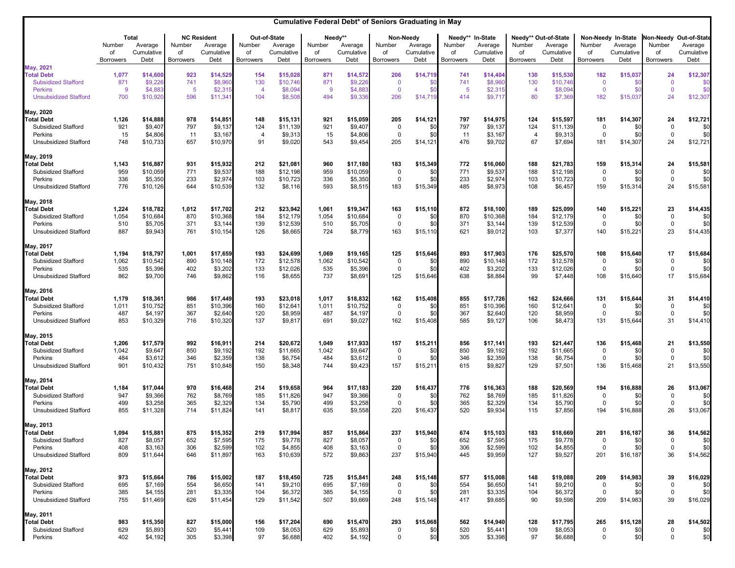## Cumulative Federal Debt* of Seniors Graduating in May

| | Total | | NC Resident | | Out-of-State | | Needy** | | Non-Needy | | Needy** In-State | | Needy** Out-of-State | | Non-Needy In-State | | Non-Needy Out-of-State | |
|---|---|---|---|---|---|---|---|---|---|---|---|---|---|---|---|---|---|---|
| | Number of Borrowers | Average Cumulative Debt | Number of Borrowers | Average Cumulative Debt | Number of Borrowers | Average Cumulative Debt | Number of Borrowers | Average Cumulative Debt | Number of Borrowers | Average Cumulative Debt | Number of Borrowers | Average Cumulative Debt | Number of Borrowers | Average Cumulative Debt | Number of Borrowers | Average Cumulative Debt | Number of Borrowers | Average Cumulative Debt |
| **May, 2021** | | | | | | | | | | | | | | | | | | |
| **Total Debt** | **1,077** | **$14,600** | **923** | **$14,529** | **154** | **$15,028** | **871** | **$14,572** | **206** | **$14,719** | **741** | **$14,404** | **130** | **$15,530** | **182** | **$15,037** | **24** | **$12,307** |
| Subsidized Stafford | 871 | $9,226 | 741 | $8,960 | 130 | $10,746 | 871 | $9,226 | 0 | $0 | 741 | $8,960 | 130 | $10,746 | 0 | $0 | 0 | $0 |
| Perkins | 9 | $4,883 | 5 | $2,315 | 4 | $8,094 | 9 | $4,883 | 0 | $0 | 5 | $2,315 | 4 | $8,094 | 0 | $0 | 0 | $0 |
| Unsubsidized Stafford | 700 | $10,920 | 596 | $11,341 | 104 | $8,508 | 494 | $9,336 | 206 | $14,719 | 414 | $9,717 | 80 | $7,369 | 182 | $15,037 | 24 | $12,307 |
| **May, 2020** | | | | | | | | | | | | | | | | | | |
| **Total Debt** | **1,126** | **$14,888** | **978** | **$14,851** | **148** | **$15,131** | **921** | **$15,059** | **205** | **$14,121** | **797** | **$14,975** | **124** | **$15,597** | **181** | **$14,307** | **24** | **$12,721** |
| Subsidized Stafford | 921 | $9,407 | 797 | $9,137 | 124 | $11,139 | 921 | $9,407 | 0 | $0 | 797 | $9,137 | 124 | $11,139 | 0 | $0 | 0 | $0 |
| Perkins | 15 | $4,806 | 11 | $3,167 | 4 | $9,313 | 15 | $4,806 | 0 | $0 | 11 | $3,167 | 4 | $9,313 | 0 | $0 | 0 | $0 |
| Unsubsidized Stafford | 748 | $10,733 | 657 | $10,970 | 91 | $9,020 | 543 | $9,454 | 205 | $14,121 | 476 | $9,702 | 67 | $7,694 | 181 | $14,307 | 24 | $12,721 |
| **May, 2019** | | | | | | | | | | | | | | | | | | |
| **Total Debt** | **1,143** | **$16,887** | **931** | **$15,932** | **212** | **$21,081** | **960** | **$17,180** | **183** | **$15,349** | **772** | **$16,060** | **188** | **$21,783** | **159** | **$15,314** | **24** | **$15,581** |
| Subsidized Stafford | 959 | $10,059 | 771 | $9,537 | 188 | $12,198 | 959 | $10,059 | 0 | $0 | 771 | $9,537 | 188 | $12,198 | 0 | $0 | 0 | $0 |
| Perkins | 336 | $5,350 | 233 | $2,974 | 103 | $10,723 | 336 | $5,350 | 0 | $0 | 233 | $2,974 | 103 | $10,723 | 0 | $0 | 0 | $0 |
| Unsubsidized Stafford | 776 | $10,126 | 644 | $10,539 | 132 | $8,116 | 593 | $8,515 | 183 | $15,349 | 485 | $8,973 | 108 | $6,457 | 159 | $15,314 | 24 | $15,581 |
| **May, 2018** | | | | | | | | | | | | | | | | | | |
| **Total Debt** | **1,224** | **$18,782** | **1,012** | **$17,702** | **212** | **$23,942** | **1,061** | **$19,347** | **163** | **$15,110** | **872** | **$18,100** | **189** | **$25,099** | **140** | **$15,221** | **23** | **$14,435** |
| Subsidized Stafford | 1,054 | $10,684 | 870 | $10,368 | 184 | $12,179 | 1,054 | $10,684 | 0 | $0 | 870 | $10,368 | 184 | $12,179 | 0 | $0 | 0 | $0 |
| Perkins | 510 | $5,705 | 371 | $3,144 | 139 | $12,539 | 510 | $5,705 | 0 | $0 | 371 | $3,144 | 139 | $12,539 | 0 | $0 | 0 | $0 |
| Unsubsidized Stafford | 887 | $9,943 | 761 | $10,154 | 126 | $8,665 | 724 | $8,779 | 163 | $15,110 | 621 | $9,012 | 103 | $7,377 | 140 | $15,221 | 23 | $14,435 |
| **May, 2017** | | | | | | | | | | | | | | | | | | |
| **Total Debt** | **1,194** | **$18,797** | **1,001** | **$17,659** | **193** | **$24,699** | **1,069** | **$19,165** | **125** | **$15,646** | **893** | **$17,903** | **176** | **$25,570** | **108** | **$15,640** | **17** | **$15,684** |
| Subsidized Stafford | 1,062 | $10,542 | 890 | $10,148 | 172 | $12,578 | 1,062 | $10,542 | 0 | $0 | 890 | $10,148 | 172 | $12,578 | 0 | $0 | 0 | $0 |
| Perkins | 535 | $5,396 | 402 | $3,202 | 133 | $12,026 | 535 | $5,396 | 0 | $0 | 402 | $3,202 | 133 | $12,026 | 0 | $0 | 0 | $0 |
| Unsubsidized Stafford | 862 | $9,700 | 746 | $9,862 | 116 | $8,655 | 737 | $8,691 | 125 | $15,646 | 638 | $8,884 | 99 | $7,448 | 108 | $15,640 | 17 | $15,684 |
| **May, 2016** | | | | | | | | | | | | | | | | | | |
| **Total Debt** | **1,179** | **$18,361** | **986** | **$17,449** | **193** | **$23,018** | **1,017** | **$18,832** | **162** | **$15,408** | **855** | **$17,726** | **162** | **$24,666** | **131** | **$15,644** | **31** | **$14,410** |
| Subsidized Stafford | 1,011 | $10,752 | 851 | $10,396 | 160 | $12,641 | 1,011 | $10,752 | 0 | $0 | 851 | $10,396 | 160 | $12,641 | 0 | $0 | 0 | $0 |
| Perkins | 487 | $4,197 | 367 | $2,640 | 120 | $8,959 | 487 | $4,197 | 0 | $0 | 367 | $2,640 | 120 | $8,959 | 0 | $0 | 0 | $0 |
| Unsubsidized Stafford | 853 | $10,329 | 716 | $10,320 | 137 | $9,817 | 691 | $9,027 | 162 | $15,408 | 585 | $9,127 | 106 | $8,473 | 131 | $15,644 | 31 | $14,410 |
| **May, 2015** | | | | | | | | | | | | | | | | | | |
| **Total Debt** | **1,206** | **$17,579** | **992** | **$16,911** | **214** | **$20,672** | **1,049** | **$17,933** | **157** | **$15,211** | **856** | **$17,141** | **193** | **$21,447** | **136** | **$15,468** | **21** | **$13,550** |
| Subsidized Stafford | 1,042 | $9,647 | 850 | $9,192 | 192 | $11,665 | 1,042 | $9,647 | 0 | $0 | 850 | $9,192 | 192 | $11,665 | 0 | $0 | 0 | $0 |
| Perkins | 484 | $3,612 | 346 | $2,359 | 138 | $6,754 | 484 | $3,612 | 0 | $0 | 346 | $2,359 | 138 | $6,754 | 0 | $0 | 0 | $0 |
| Unsubsidized Stafford | 901 | $10,432 | 751 | $10,848 | 150 | $8,348 | 744 | $9,423 | 157 | $15,211 | 615 | $9,827 | 129 | $7,501 | 136 | $15,468 | 21 | $13,550 |
| **May, 2014** | | | | | | | | | | | | | | | | | | |
| **Total Debt** | **1,184** | **$17,044** | **970** | **$16,468** | **214** | **$19,658** | **964** | **$17,183** | **220** | **$16,437** | **776** | **$16,363** | **188** | **$20,569** | **194** | **$16,888** | **26** | **$13,067** |
| Subsidized Stafford | 947 | $9,366 | 762 | $8,769 | 185 | $11,826 | 947 | $9,366 | 0 | $0 | 762 | $8,769 | 185 | $11,826 | 0 | $0 | 0 | $0 |
| Perkins | 499 | $3,258 | 365 | $2,329 | 134 | $5,790 | 499 | $3,258 | 0 | $0 | 365 | $2,329 | 134 | $5,790 | 0 | $0 | 0 | $0 |
| Unsubsidized Stafford | 855 | $11,328 | 714 | $11,824 | 141 | $8,817 | 635 | $9,558 | 220 | $16,437 | 520 | $9,934 | 115 | $7,856 | 194 | $16,888 | 26 | $13,067 |
| **May, 2013** | | | | | | | | | | | | | | | | | | |
| **Total Debt** | **1,094** | **$15,881** | **875** | **$15,352** | **219** | **$17,994** | **857** | **$15,864** | **237** | **$15,940** | **674** | **$15,103** | **183** | **$18,669** | **201** | **$16,187** | **36** | **$14,562** |
| Subsidized Stafford | 827 | $8,057 | 652 | $7,595 | 175 | $9,778 | 827 | $8,057 | 0 | $0 | 652 | $7,595 | 175 | $9,778 | 0 | $0 | 0 | $0 |
| Perkins | 408 | $3,163 | 306 | $2,599 | 102 | $4,855 | 408 | $3,163 | 0 | $0 | 306 | $2,599 | 102 | $4,855 | 0 | $0 | 0 | $0 |
| Unsubsidized Stafford | 809 | $11,644 | 646 | $11,897 | 163 | $10,639 | 572 | $9,863 | 237 | $15,940 | 445 | $9,959 | 127 | $9,527 | 201 | $16,187 | 36 | $14,562 |
| **May, 2012** | | | | | | | | | | | | | | | | | | |
| **Total Debt** | **973** | **$15,664** | **786** | **$15,002** | **187** | **$18,450** | **725** | **$15,841** | **248** | **$15,148** | **577** | **$15,008** | **148** | **$19,088** | **209** | **$14,983** | **39** | **$16,029** |
| Subsidized Stafford | 695 | $7,169 | 554 | $6,650 | 141 | $9,210 | 695 | $7,169 | 0 | $0 | 554 | $6,650 | 141 | $9,210 | 0 | $0 | 0 | $0 |
| Perkins | 385 | $4,155 | 281 | $3,335 | 104 | $6,372 | 385 | $4,155 | 0 | $0 | 281 | $3,335 | 104 | $6,372 | 0 | $0 | 0 | $0 |
| Unsubsidized Stafford | 755 | $11,469 | 626 | $11,454 | 129 | $11,542 | 507 | $9,669 | 248 | $15,148 | 417 | $9,685 | 90 | $9,598 | 209 | $14,983 | 39 | $16,029 |
| **May, 2011** | | | | | | | | | | | | | | | | | | |
| **Total Debt** | **983** | **$15,350** | **827** | **$15,000** | **156** | **$17,204** | **690** | **$15,470** | **293** | **$15,068** | **562** | **$14,940** | **128** | **$17,795** | **265** | **$15,128** | **28** | **$14,502** |
| Subsidized Stafford | 629 | $5,893 | 520 | $5,441 | 109 | $8,053 | 629 | $5,893 | 0 | $0 | 520 | $5,441 | 109 | $8,053 | 0 | $0 | 0 | $0 |
| Perkins | 402 | $4,192 | 305 | $3,398 | 97 | $6,688 | 402 | $4,192 | 0 | $0 | 305 | $3,398 | 97 | $6,688 | 0 | $0 | 0 | $0 |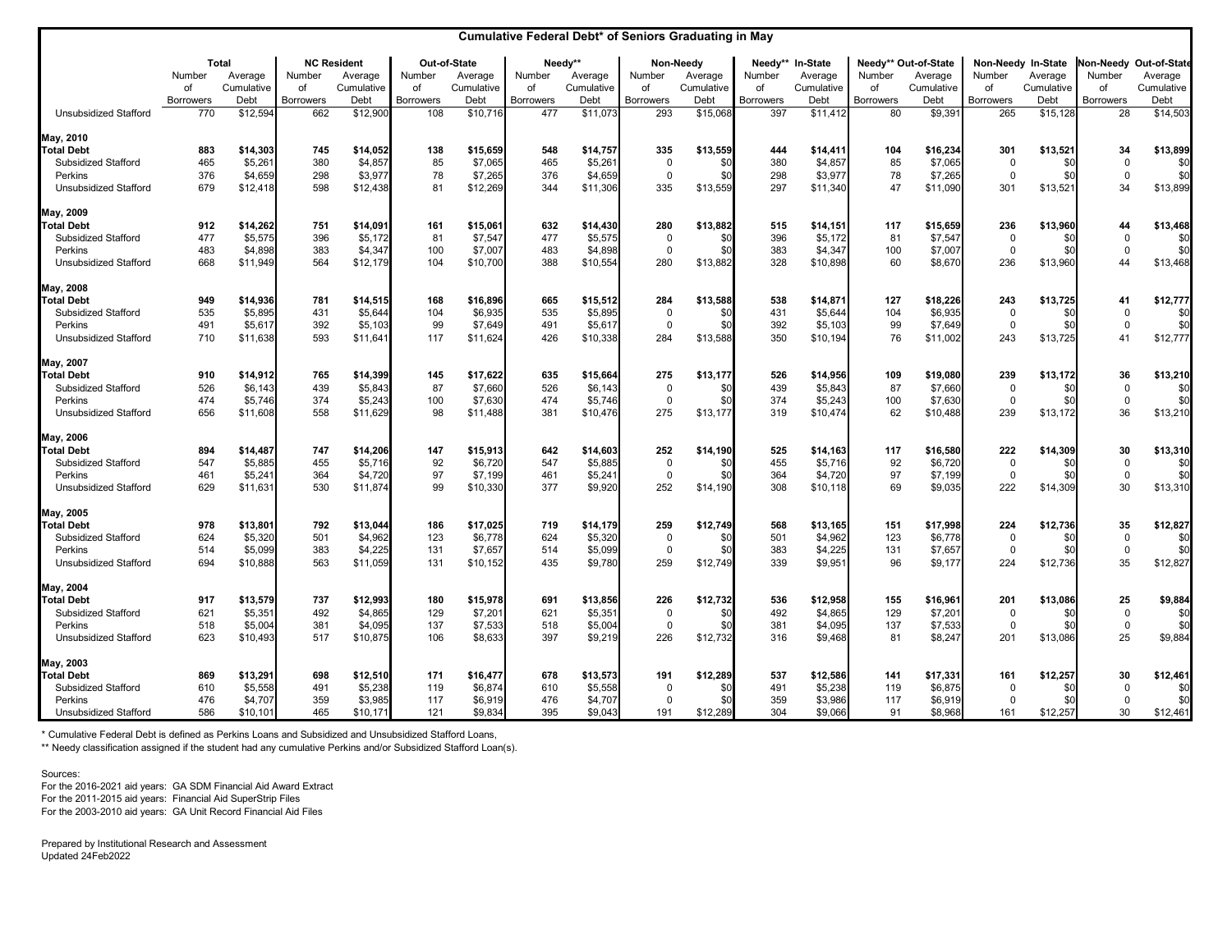## Cumulative Federal Debt* of Seniors Graduating in May

| | Total | | NC Resident | | Out-of-State | | Needy** | | Non-Needy | | Needy** In-State | | Needy** Out-of-State | | Non-Needy In-State | | Non-Needy Out-of-State | |
|---|---|---|---|---|---|---|---|---|---|---|---|---|---|---|---|---|---|---|
| | Number of Borrowers | Average Cumulative Debt | Number of Borrowers | Average Cumulative Debt | Number of Borrowers | Average Cumulative Debt | Number of Borrowers | Average Cumulative Debt | Number of Borrowers | Average Cumulative Debt | Number of Borrowers | Average Cumulative Debt | Number of Borrowers | Average Cumulative Debt | Number of Borrowers | Average Cumulative Debt | Number of Borrowers | Average Cumulative Debt |
| Unsubsidized Stafford | 770 | $12,594 | 662 | $12,900 | 108 | $10,716 | 477 | $11,073 | 293 | $15,068 | 397 | $11,412 | 80 | $9,391 | 265 | $15,128 | 28 | $14,503 |
| **May, 2010** | | | | | | | | | | | | | | | | | | |
| **Total Debt** | **883** | **$14,303** | **745** | **$14,052** | **138** | **$15,659** | **548** | **$14,757** | **335** | **$13,559** | **444** | **$14,411** | **104** | **$16,234** | **301** | **$13,521** | **34** | **$13,899** |
| Subsidized Stafford | 465 | $5,261 | 380 | $4,857 | 85 | $7,065 | 465 | $5,261 | 0 | $0 | 380 | $4,857 | 85 | $7,065 | 0 | $0 | 0 | $0 |
| Perkins | 376 | $4,659 | 298 | $3,977 | 78 | $7,265 | 376 | $4,659 | 0 | $0 | 298 | $3,977 | 78 | $7,265 | 0 | $0 | 0 | $0 |
| Unsubsidized Stafford | 679 | $12,418 | 598 | $12,438 | 81 | $12,269 | 344 | $11,306 | 335 | $13,559 | 297 | $11,340 | 47 | $11,090 | 301 | $13,521 | 34 | $13,899 |
| **May, 2009** | | | | | | | | | | | | | | | | | | |
| **Total Debt** | **912** | **$14,262** | **751** | **$14,091** | **161** | **$15,061** | **632** | **$14,430** | **280** | **$13,882** | **515** | **$14,151** | **117** | **$15,659** | **236** | **$13,960** | **44** | **$13,468** |
| Subsidized Stafford | 477 | $5,575 | 396 | $5,172 | 81 | $7,547 | 477 | $5,575 | 0 | $0 | 396 | $5,172 | 81 | $7,547 | 0 | $0 | 0 | $0 |
| Perkins | 483 | $4,898 | 383 | $4,347 | 100 | $7,007 | 483 | $4,898 | 0 | $0 | 383 | $4,347 | 100 | $7,007 | 0 | $0 | 0 | $0 |
| Unsubsidized Stafford | 668 | $11,949 | 564 | $12,179 | 104 | $10,700 | 388 | $10,554 | 280 | $13,882 | 328 | $10,898 | 60 | $8,670 | 236 | $13,960 | 44 | $13,468 |
| **May, 2008** | | | | | | | | | | | | | | | | | | |
| **Total Debt** | **949** | **$14,936** | **781** | **$14,515** | **168** | **$16,896** | **665** | **$15,512** | **284** | **$13,588** | **538** | **$14,871** | **127** | **$18,226** | **243** | **$13,725** | **41** | **$12,777** |
| Subsidized Stafford | 535 | $5,895 | 431 | $5,644 | 104 | $6,935 | 535 | $5,895 | 0 | $0 | 431 | $5,644 | 104 | $6,935 | 0 | $0 | 0 | $0 |
| Perkins | 491 | $5,617 | 392 | $5,103 | 99 | $7,649 | 491 | $5,617 | 0 | $0 | 392 | $5,103 | 99 | $7,649 | 0 | $0 | 0 | $0 |
| Unsubsidized Stafford | 710 | $11,638 | 593 | $11,641 | 117 | $11,624 | 426 | $10,338 | 284 | $13,588 | 350 | $10,194 | 76 | $11,002 | 243 | $13,725 | 41 | $12,777 |
| **May, 2007** | | | | | | | | | | | | | | | | | | |
| **Total Debt** | **910** | **$14,912** | **765** | **$14,399** | **145** | **$17,622** | **635** | **$15,664** | **275** | **$13,177** | **526** | **$14,956** | **109** | **$19,080** | **239** | **$13,172** | **36** | **$13,210** |
| Subsidized Stafford | 526 | $6,143 | 439 | $5,843 | 87 | $7,660 | 526 | $6,143 | 0 | $0 | 439 | $5,843 | 87 | $7,660 | 0 | $0 | 0 | $0 |
| Perkins | 474 | $5,746 | 374 | $5,243 | 100 | $7,630 | 474 | $5,746 | 0 | $0 | 374 | $5,243 | 100 | $7,630 | 0 | $0 | 0 | $0 |
| Unsubsidized Stafford | 656 | $11,608 | 558 | $11,629 | 98 | $11,488 | 381 | $10,476 | 275 | $13,177 | 319 | $10,474 | 62 | $10,488 | 239 | $13,172 | 36 | $13,210 |
| **May, 2006** | | | | | | | | | | | | | | | | | | |
| **Total Debt** | **894** | **$14,487** | **747** | **$14,206** | **147** | **$15,913** | **642** | **$14,603** | **252** | **$14,190** | **525** | **$14,163** | **117** | **$16,580** | **222** | **$14,309** | **30** | **$13,310** |
| Subsidized Stafford | 547 | $5,885 | 455 | $5,716 | 92 | $6,720 | 547 | $5,885 | 0 | $0 | 455 | $5,716 | 92 | $6,720 | 0 | $0 | 0 | $0 |
| Perkins | 461 | $5,241 | 364 | $4,720 | 97 | $7,199 | 461 | $5,241 | 0 | $0 | 364 | $4,720 | 97 | $7,199 | 0 | $0 | 0 | $0 |
| Unsubsidized Stafford | 629 | $11,631 | 530 | $11,874 | 99 | $10,330 | 377 | $9,920 | 252 | $14,190 | 308 | $10,118 | 69 | $9,035 | 222 | $14,309 | 30 | $13,310 |
| **May, 2005** | | | | | | | | | | | | | | | | | | |
| **Total Debt** | **978** | **$13,801** | **792** | **$13,044** | **186** | **$17,025** | **719** | **$14,179** | **259** | **$12,749** | **568** | **$13,165** | **151** | **$17,998** | **224** | **$12,736** | **35** | **$12,827** |
| Subsidized Stafford | 624 | $5,320 | 501 | $4,962 | 123 | $6,778 | 624 | $5,320 | 0 | $0 | 501 | $4,962 | 123 | $6,778 | 0 | $0 | 0 | $0 |
| Perkins | 514 | $5,099 | 383 | $4,225 | 131 | $7,657 | 514 | $5,099 | 0 | $0 | 383 | $4,225 | 131 | $7,657 | 0 | $0 | 0 | $0 |
| Unsubsidized Stafford | 694 | $10,888 | 563 | $11,059 | 131 | $10,152 | 435 | $9,780 | 259 | $12,749 | 339 | $9,951 | 96 | $9,177 | 224 | $12,736 | 35 | $12,827 |
| **May, 2004** | | | | | | | | | | | | | | | | | | |
| **Total Debt** | **917** | **$13,579** | **737** | **$12,993** | **180** | **$15,978** | **691** | **$13,856** | **226** | **$12,732** | **536** | **$12,958** | **155** | **$16,961** | **201** | **$13,086** | **25** | **$9,884** |
| Subsidized Stafford | 621 | $5,351 | 492 | $4,865 | 129 | $7,201 | 621 | $5,351 | 0 | $0 | 492 | $4,865 | 129 | $7,201 | 0 | $0 | 0 | $0 |
| Perkins | 518 | $5,004 | 381 | $4,095 | 137 | $7,533 | 518 | $5,004 | 0 | $0 | 381 | $4,095 | 137 | $7,533 | 0 | $0 | 0 | $0 |
| Unsubsidized Stafford | 623 | $10,493 | 517 | $10,875 | 106 | $8,633 | 397 | $9,219 | 226 | $12,732 | 316 | $9,468 | 81 | $8,247 | 201 | $13,086 | 25 | $9,884 |
| **May, 2003** | | | | | | | | | | | | | | | | | | |
| **Total Debt** | **869** | **$13,291** | **698** | **$12,510** | **171** | **$16,477** | **678** | **$13,573** | **191** | **$12,289** | **537** | **$12,586** | **141** | **$17,331** | **161** | **$12,257** | **30** | **$12,461** |
| Subsidized Stafford | 610 | $5,558 | 491 | $5,238 | 119 | $6,874 | 610 | $5,558 | 0 | $0 | 491 | $5,238 | 119 | $6,875 | 0 | $0 | 0 | $0 |
| Perkins | 476 | $4,707 | 359 | $3,985 | 117 | $6,919 | 476 | $4,707 | 0 | $0 | 359 | $3,986 | 117 | $6,919 | 0 | $0 | 0 | $0 |
| Unsubsidized Stafford | 586 | $10,101 | 465 | $10,171 | 121 | $9,834 | 395 | $9,043 | 191 | $12,289 | 304 | $9,066 | 91 | $8,968 | 161 | $12,257 | 30 | $12,461 |

\* Cumulative Federal Debt is defined as Perkins Loans and Subsidized and Unsubsidized Stafford Loans,

\** Needy classification assigned if the student had any cumulative Perkins and/or Subsidized Stafford Loan(s).

Sources:
For the 2016-2021 aid years: GA SDM Financial Aid Award Extract
For the 2011-2015 aid years: Financial Aid SuperStrip Files
For the 2003-2010 aid years: GA Unit Record Financial Aid Files

Prepared by Institutional Research and Assessment
Updated 24Feb2022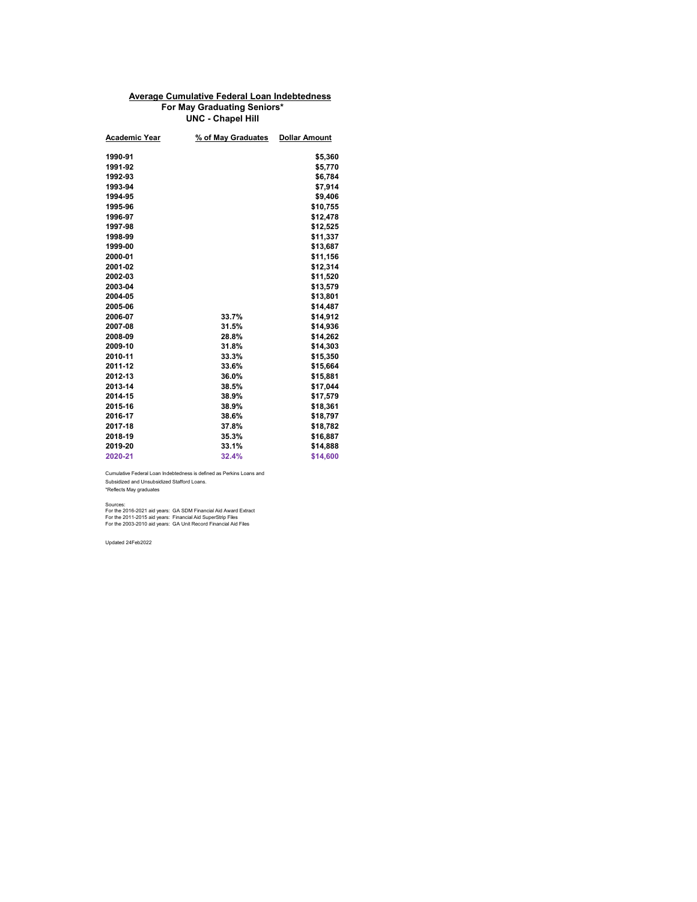## Average Cumulative Federal Loan Indebtedness
### For May Graduating Seniors*
### UNC - Chapel Hill

| Academic Year | % of May Graduates | Dollar Amount |
|---|---|---|
| 1990-91 | | $5,360 |
| 1991-92 | | $5,770 |
| 1992-93 | | $6,784 |
| 1993-94 | | $7,914 |
| 1994-95 | | $9,406 |
| 1995-96 | | $10,755 |
| 1996-97 | | $12,478 |
| 1997-98 | | $12,525 |
| 1998-99 | | $11,337 |
| 1999-00 | | $13,687 |
| 2000-01 | | $11,156 |
| 2001-02 | | $12,314 |
| 2002-03 | | $11,520 |
| 2003-04 | | $13,579 |
| 2004-05 | | $13,801 |
| 2005-06 | | $14,487 |
| 2006-07 | 33.7% | $14,912 |
| 2007-08 | 31.5% | $14,936 |
| 2008-09 | 28.8% | $14,262 |
| 2009-10 | 31.8% | $14,303 |
| 2010-11 | 33.3% | $15,350 |
| 2011-12 | 33.6% | $15,664 |
| 2012-13 | 36.0% | $15,881 |
| 2013-14 | 38.5% | $17,044 |
| 2014-15 | 38.9% | $17,579 |
| 2015-16 | 38.9% | $18,361 |
| 2016-17 | 38.6% | $18,797 |
| 2017-18 | 37.8% | $18,782 |
| 2018-19 | 35.3% | $16,887 |
| 2019-20 | 33.1% | $14,888 |
| 2020-21 | 32.4% | $14,600 |

Cumulative Federal Loan Indebtedness is defined as Perkins Loans and Subsidized and Unsubsidized Stafford Loans.

*Reflects May graduates

Sources:
For the 2016-2021 aid years: GA SDM Financial Aid Award Extract
For the 2011-2015 aid years: Financial Aid SuperStrip Files
For the 2003-2010 aid years: GA Unit Record Financial Aid Files

Updated 24Feb2022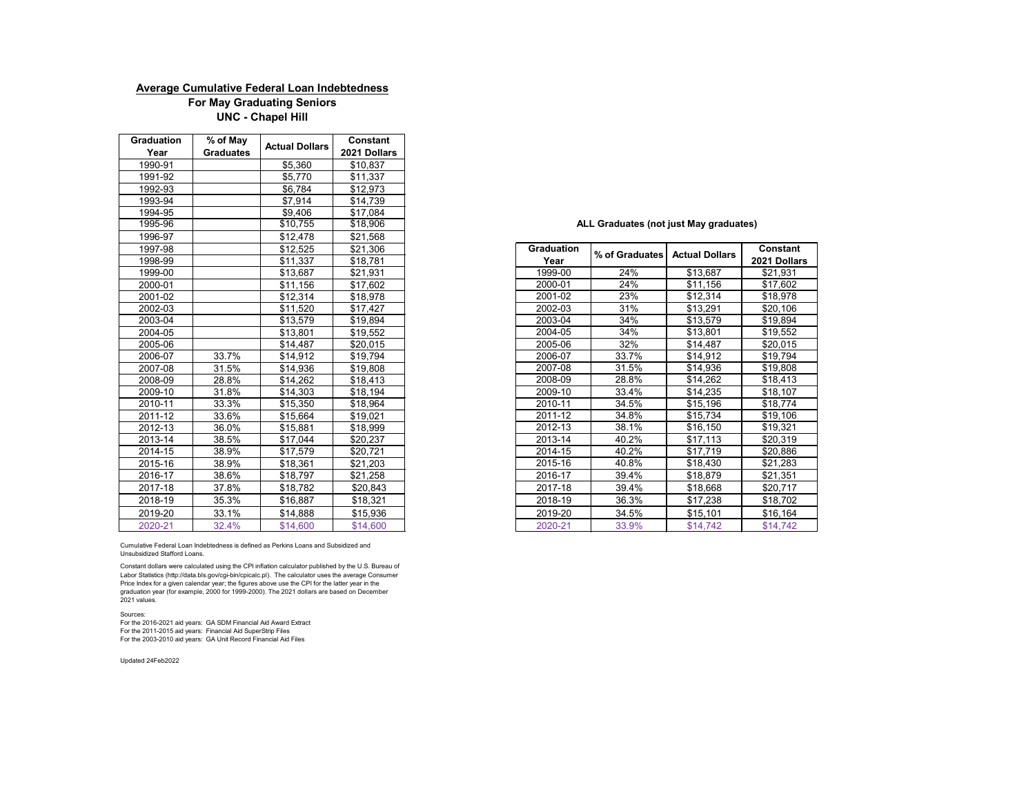**Average Cumulative Federal Loan Indebtedness**

**For May Graduating Seniors**

**UNC - Chapel Hill**

| Graduation Year | % of May Graduates | Actual Dollars | Constant 2021 Dollars |
|---|---|---|---|
| 1990-91 | | $5,360 | $10,837 |
| 1991-92 | | $5,770 | $11,337 |
| 1992-93 | | $6,784 | $12,973 |
| 1993-94 | | $7,914 | $14,739 |
| 1994-95 | | $9,406 | $17,084 |
| 1995-96 | | $10,755 | $18,906 |
| 1996-97 | | $12,478 | $21,568 |
| 1997-98 | | $12,525 | $21,306 |
| 1998-99 | | $11,337 | $18,781 |
| 1999-00 | | $13,687 | $21,931 |
| 2000-01 | | $11,156 | $17,602 |
| 2001-02 | | $12,314 | $18,978 |
| 2002-03 | | $11,520 | $17,427 |
| 2003-04 | | $13,579 | $19,894 |
| 2004-05 | | $13,801 | $19,552 |
| 2005-06 | | $14,487 | $20,015 |
| 2006-07 | 33.7% | $14,912 | $19,794 |
| 2007-08 | 31.5% | $14,936 | $19,808 |
| 2008-09 | 28.8% | $14,262 | $18,413 |
| 2009-10 | 31.8% | $14,303 | $18,194 |
| 2010-11 | 33.3% | $15,350 | $18,964 |
| 2011-12 | 33.6% | $15,664 | $19,021 |
| 2012-13 | 36.0% | $15,881 | $18,999 |
| 2013-14 | 38.5% | $17,044 | $20,237 |
| 2014-15 | 38.9% | $17,579 | $20,721 |
| 2015-16 | 38.9% | $18,361 | $21,203 |
| 2016-17 | 38.6% | $18,797 | $21,258 |
| 2017-18 | 37.8% | $18,782 | $20,843 |
| 2018-19 | 35.3% | $16,887 | $18,321 |
| 2019-20 | 33.1% | $14,888 | $15,936 |
| 2020-21 | 32.4% | $14,600 | $14,600 |

**ALL Graduates (not just May graduates)**

| Graduation Year | % of Graduates | Actual Dollars | Constant 2021 Dollars |
|---|---|---|---|
| 1999-00 | 24% | $13,687 | $21,931 |
| 2000-01 | 24% | $11,156 | $17,602 |
| 2001-02 | 23% | $12,314 | $18,978 |
| 2002-03 | 31% | $13,291 | $20,106 |
| 2003-04 | 34% | $13,579 | $19,894 |
| 2004-05 | 34% | $13,801 | $19,552 |
| 2005-06 | 32% | $14,487 | $20,015 |
| 2006-07 | 33.7% | $14,912 | $19,794 |
| 2007-08 | 31.5% | $14,936 | $19,808 |
| 2008-09 | 28.8% | $14,262 | $18,413 |
| 2009-10 | 33.4% | $14,235 | $18,107 |
| 2010-11 | 34.5% | $15,196 | $18,774 |
| 2011-12 | 34.8% | $15,734 | $19,106 |
| 2012-13 | 38.1% | $16,150 | $19,321 |
| 2013-14 | 40.2% | $17,113 | $20,319 |
| 2014-15 | 40.2% | $17,719 | $20,886 |
| 2015-16 | 40.8% | $18,430 | $21,283 |
| 2016-17 | 39.4% | $18,879 | $21,351 |
| 2017-18 | 39.4% | $18,668 | $20,717 |
| 2018-19 | 36.3% | $17,238 | $18,702 |
| 2019-20 | 34.5% | $15,101 | $16,164 |
| 2020-21 | 33.9% | $14,742 | $14,742 |

Cumulative Federal Loan Indebtedness is defined as Perkins Loans and Subsidized and Unsubsidized Stafford Loans.

Constant dollars were calculated using the CPI inflation calculator published by the U.S. Bureau of Labor Statistics (http://data.bls.gov/cgi-bin/cpicalc.pl). The calculator uses the average Consumer Price Index for a given calendar year; the figures above use the CPI for the latter year in the graduation year (for example, 2000 for 1999-2000). The 2021 dollars are based on December 2021 values.

Sources:
For the 2016-2021 aid years: GA SDM Financial Aid Award Extract
For the 2011-2015 aid years: Financial Aid SuperStrip Files
For the 2003-2010 aid years: GA Unit Record Financial Aid Files

Updated 24Feb2022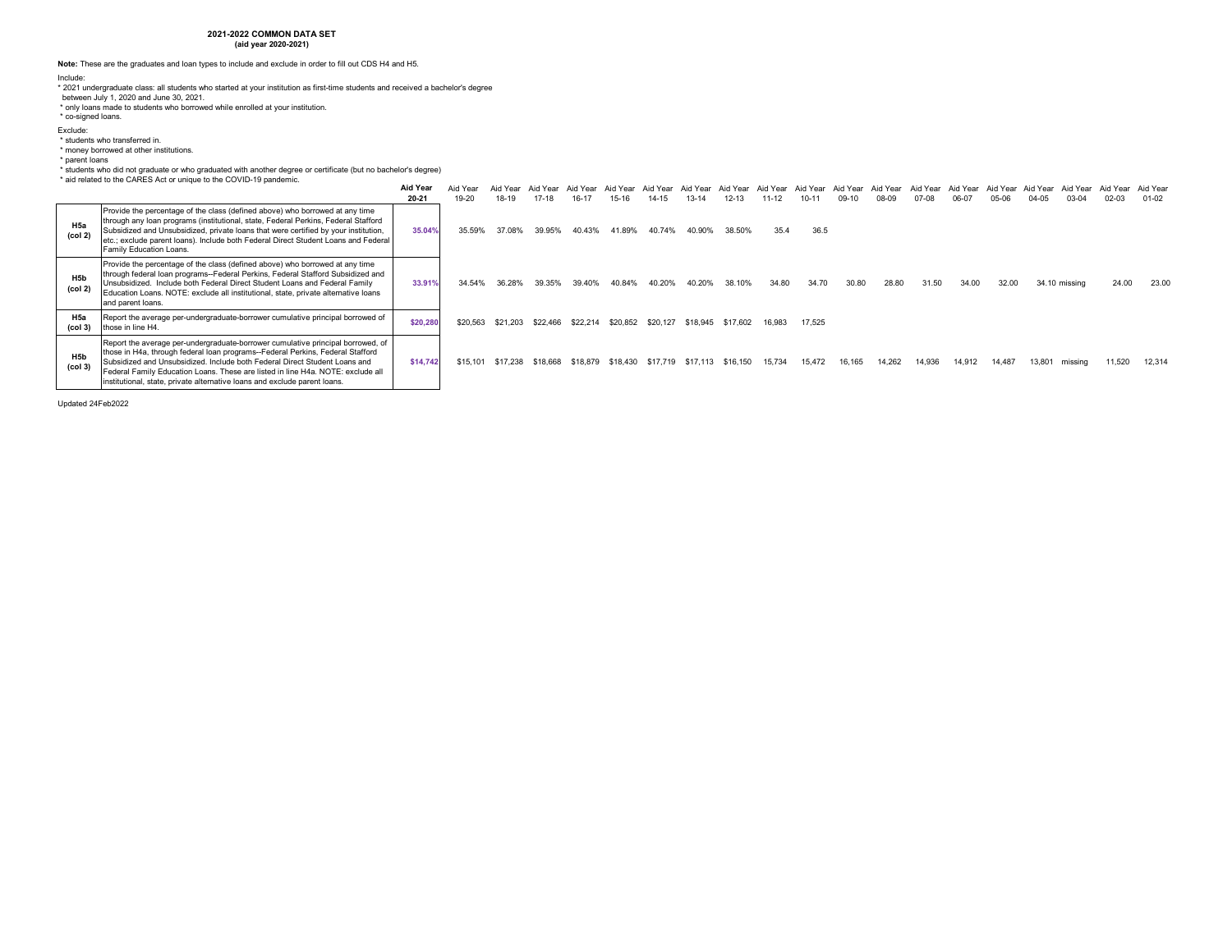**2021-2022 COMMON DATA SET**
**(aid year 2020-2021)**

**Note:** These are the graduates and loan types to include and exclude in order to fill out CDS H4 and H5.

Include:

* 2021 undergraduate class: all students who started at your institution as first-time students and received a bachelor's degree between July 1, 2020 and June 30, 2021.
* only loans made to students who borrowed while enrolled at your institution.
* co-signed loans.

Exclude:

* students who transferred in.
* money borrowed at other institutions.
* parent loans
* students who did not graduate or who graduated with another degree or certificate (but no bachelor's degree)
* aid related to the CARES Act or unique to the COVID-19 pandemic.

| | | **Aid Year 20-21** | Aid Year 19-20 | Aid Year 18-19 | Aid Year 17-18 | Aid Year 16-17 | Aid Year 15-16 | Aid Year 14-15 | Aid Year 13-14 | Aid Year 12-13 | Aid Year 11-12 | Aid Year 10-11 | Aid Year 09-10 | Aid Year 08-09 | Aid Year 07-08 | Aid Year 06-07 | Aid Year 05-06 | Aid Year 04-05 | Aid Year 03-04 | Aid Year 02-03 | Aid Year 01-02 |
|---|---|---|---|---|---|---|---|---|---|---|---|---|---|---|---|---|---|---|---|---|---|
| **H5a (col 2)** | Provide the percentage of the class (defined above) who borrowed at any time through any loan programs (institutional, state, Federal Perkins, Federal Stafford Subsidized and Unsubsidized, private loans that were certified by your institution, etc.; exclude parent loans). Include both Federal Direct Student Loans and Federal Family Education Loans. | **35.04%** | 35.59% | 37.08% | 39.95% | 40.43% | 41.89% | 40.74% | 40.90% | 38.50% | 35.4 | 36.5 | | | | | | | | | |
| **H5b (col 2)** | Provide the percentage of the class (defined above) who borrowed at any time through federal loan programs--Federal Perkins, Federal Stafford Subsidized and Unsubsidized. Include both Federal Direct Student Loans and Federal Family Education Loans. NOTE: exclude all institutional, state, private alternative loans and parent loans. | **33.91%** | 34.54% | 36.28% | 39.35% | 39.40% | 40.84% | 40.20% | 40.20% | 38.10% | 34.80 | 34.70 | 30.80 | 28.80 | 31.50 | 34.00 | 32.00 | 34.10 | missing | 24.00 | 23.00 |
| **H5a (col 3)** | Report the average per-undergraduate-borrower cumulative principal borrowed of those in line H4. | **$20,280** | $20,563 | $21,203 | $22,466 | $22,214 | $20,852 | $20,127 | $18,945 | $17,602 | 16,983 | 17,525 | | | | | | | | | |
| **H5b (col 3)** | Report the average per-undergraduate-borrower cumulative principal borrowed, of those in H4a, through federal loan programs--Federal Perkins, Federal Stafford Subsidized and Unsubsidized. Include both Federal Direct Student Loans and Federal Family Education Loans. These are listed in line H4a. NOTE: exclude all institutional, state, private alternative loans and exclude parent loans. | **$14,742** | $15,101 | $17,238 | $18,668 | $18,879 | $18,430 | $17,719 | $17,113 | $16,150 | 15,734 | 15,472 | 16,165 | 14,262 | 14,936 | 14,912 | 14,487 | 13,801 | missing | 11,520 | 12,314 |

Updated 24Feb2022